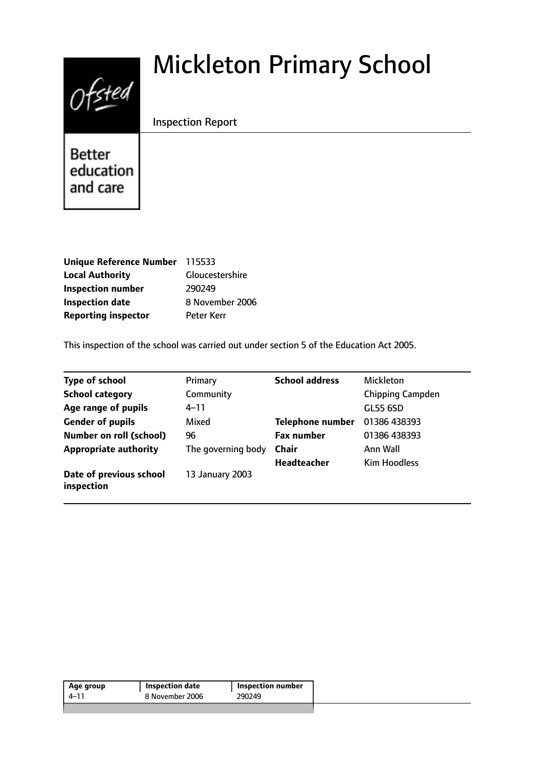# Mickleton Primary School

Inspection Report

Ofsted — Better education and care

| | |
|---|---|
| **Unique Reference Number** | 115533 |
| **Local Authority** | Gloucestershire |
| **Inspection number** | 290249 |
| **Inspection date** | 8 November 2006 |
| **Reporting inspector** | Peter Kerr |

This inspection of the school was carried out under section 5 of the Education Act 2005.

| | | | |
|---|---|---|---|
| **Type of school** | Primary | **School address** | Mickleton |
| **School category** | Community | | Chipping Campden |
| **Age range of pupils** | 4–11 | | GL55 6SD |
| **Gender of pupils** | Mixed | **Telephone number** | 01386 438393 |
| **Number on roll (school)** | 96 | **Fax number** | 01386 438393 |
| **Appropriate authority** | The governing body | **Chair** | Ann Wall |
| | | **Headteacher** | Kim Hoodless |
| **Date of previous school inspection** | 13 January 2003 | | |

| Age group | Inspection date | Inspection number |
|---|---|---|
| 4–11 | 8 November 2006 | 290249 |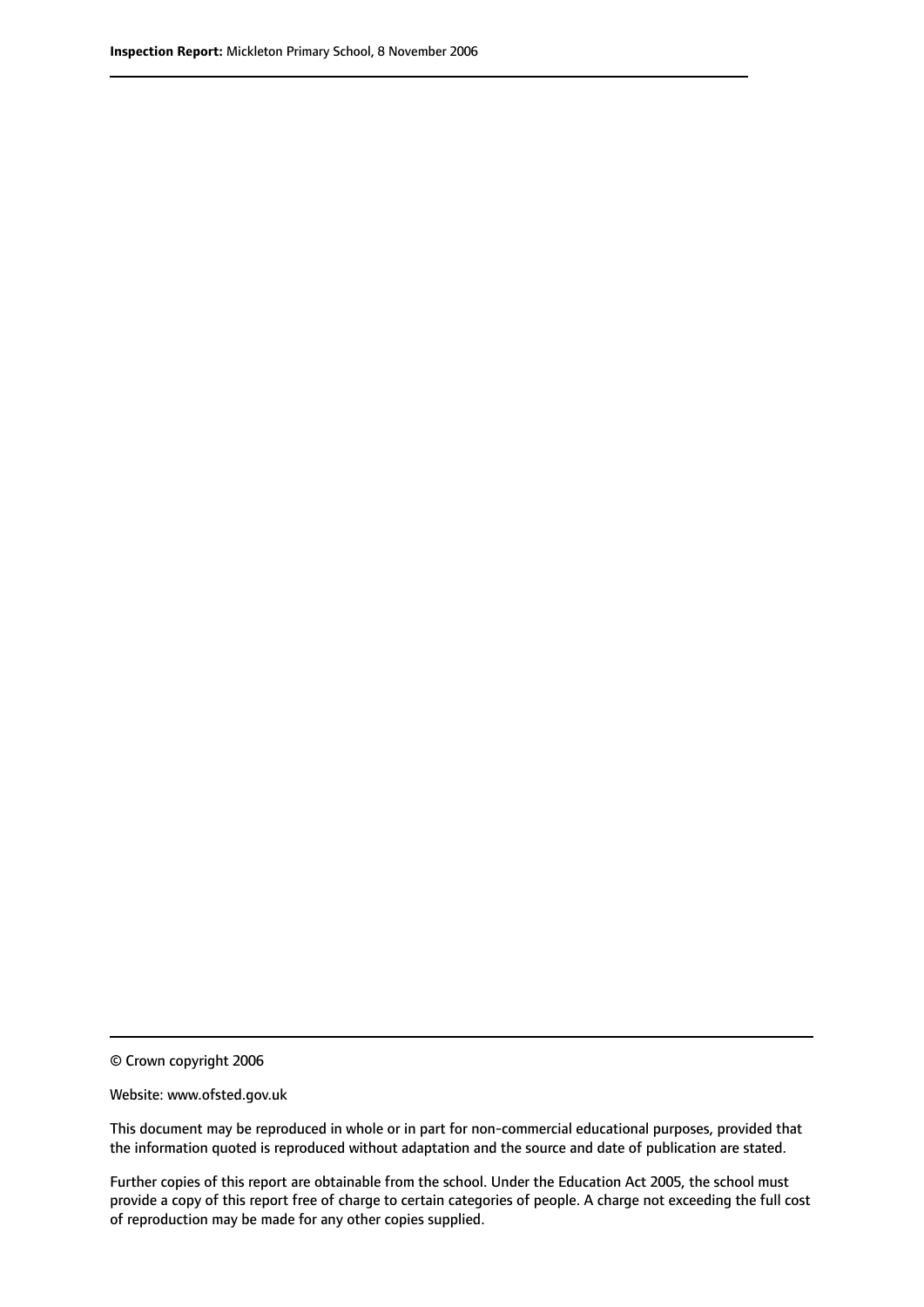© Crown copyright 2006

Website: www.ofsted.gov.uk

This document may be reproduced in whole or in part for non-commercial educational purposes, provided that the information quoted is reproduced without adaptation and the source and date of publication are stated.

Further copies of this report are obtainable from the school. Under the Education Act 2005, the school must provide a copy of this report free of charge to certain categories of people. A charge not exceeding the full cost of reproduction may be made for any other copies supplied.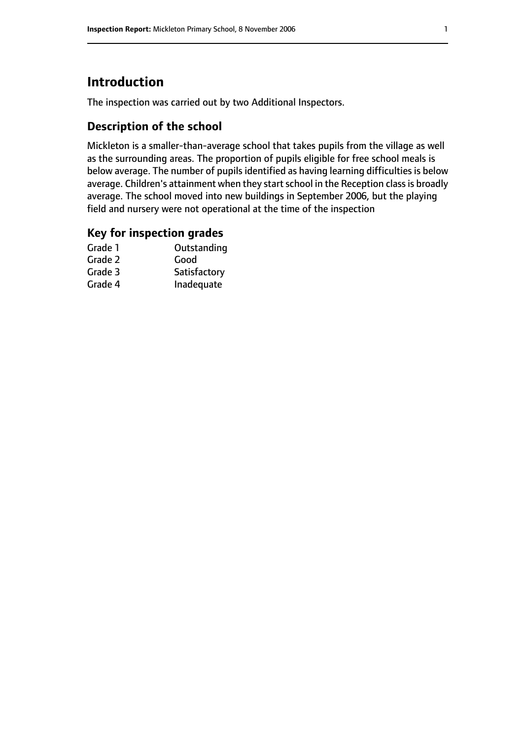# Introduction

The inspection was carried out by two Additional Inspectors.

## Description of the school

Mickleton is a smaller-than-average school that takes pupils from the village as well as the surrounding areas. The proportion of pupils eligible for free school meals is below average. The number of pupils identified as having learning difficulties is below average. Children's attainment when they start school in the Reception class is broadly average. The school moved into new buildings in September 2006, but the playing field and nursery were not operational at the time of the inspection

## Key for inspection grades

| | |
|---|---|
| Grade 1 | Outstanding |
| Grade 2 | Good |
| Grade 3 | Satisfactory |
| Grade 4 | Inadequate |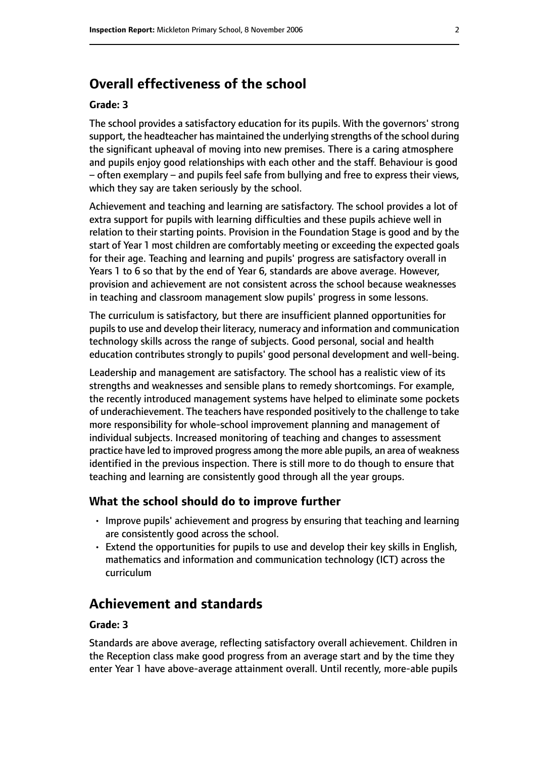## Overall effectiveness of the school

### Grade: 3

The school provides a satisfactory education for its pupils. With the governors' strong support, the headteacher has maintained the underlying strengths of the school during the significant upheaval of moving into new premises. There is a caring atmosphere and pupils enjoy good relationships with each other and the staff. Behaviour is good – often exemplary – and pupils feel safe from bullying and free to express their views, which they say are taken seriously by the school.

Achievement and teaching and learning are satisfactory. The school provides a lot of extra support for pupils with learning difficulties and these pupils achieve well in relation to their starting points. Provision in the Foundation Stage is good and by the start of Year 1 most children are comfortably meeting or exceeding the expected goals for their age. Teaching and learning and pupils' progress are satisfactory overall in Years 1 to 6 so that by the end of Year 6, standards are above average. However, provision and achievement are not consistent across the school because weaknesses in teaching and classroom management slow pupils' progress in some lessons.

The curriculum is satisfactory, but there are insufficient planned opportunities for pupils to use and develop their literacy, numeracy and information and communication technology skills across the range of subjects. Good personal, social and health education contributes strongly to pupils' good personal development and well-being.

Leadership and management are satisfactory. The school has a realistic view of its strengths and weaknesses and sensible plans to remedy shortcomings. For example, the recently introduced management systems have helped to eliminate some pockets of underachievement. The teachers have responded positively to the challenge to take more responsibility for whole-school improvement planning and management of individual subjects. Increased monitoring of teaching and changes to assessment practice have led to improved progress among the more able pupils, an area of weakness identified in the previous inspection. There is still more to do though to ensure that teaching and learning are consistently good through all the year groups.

### What the school should do to improve further

- Improve pupils' achievement and progress by ensuring that teaching and learning are consistently good across the school.
- Extend the opportunities for pupils to use and develop their key skills in English, mathematics and information and communication technology (ICT) across the curriculum

## Achievement and standards

### Grade: 3

Standards are above average, reflecting satisfactory overall achievement. Children in the Reception class make good progress from an average start and by the time they enter Year 1 have above-average attainment overall. Until recently, more-able pupils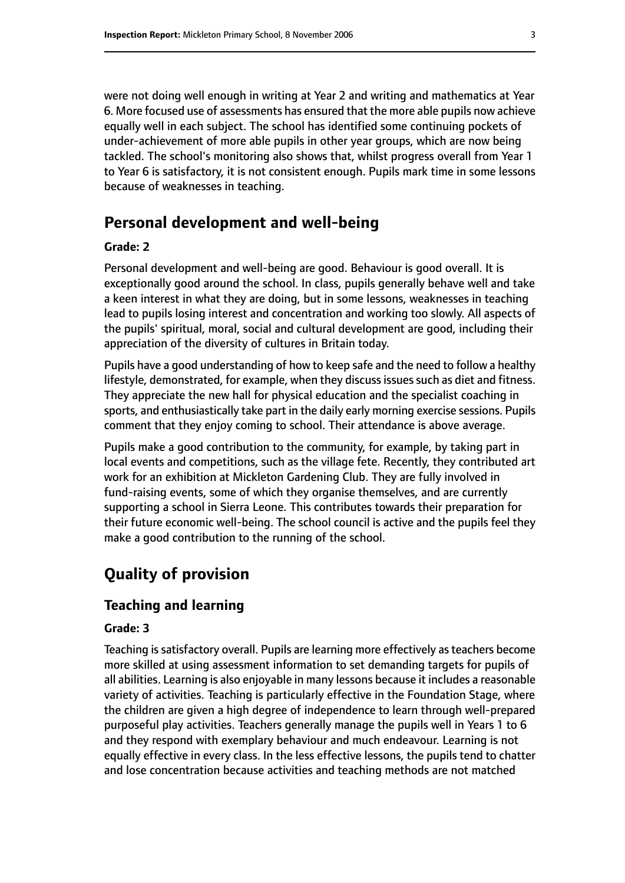were not doing well enough in writing at Year 2 and writing and mathematics at Year 6. More focused use of assessments has ensured that the more able pupils now achieve equally well in each subject. The school has identified some continuing pockets of under-achievement of more able pupils in other year groups, which are now being tackled. The school's monitoring also shows that, whilst progress overall from Year 1 to Year 6 is satisfactory, it is not consistent enough. Pupils mark time in some lessons because of weaknesses in teaching.

## Personal development and well-being

#### Grade: 2

Personal development and well-being are good. Behaviour is good overall. It is exceptionally good around the school. In class, pupils generally behave well and take a keen interest in what they are doing, but in some lessons, weaknesses in teaching lead to pupils losing interest and concentration and working too slowly. All aspects of the pupils' spiritual, moral, social and cultural development are good, including their appreciation of the diversity of cultures in Britain today.

Pupils have a good understanding of how to keep safe and the need to follow a healthy lifestyle, demonstrated, for example, when they discuss issues such as diet and fitness. They appreciate the new hall for physical education and the specialist coaching in sports, and enthusiastically take part in the daily early morning exercise sessions. Pupils comment that they enjoy coming to school. Their attendance is above average.

Pupils make a good contribution to the community, for example, by taking part in local events and competitions, such as the village fete. Recently, they contributed art work for an exhibition at Mickleton Gardening Club. They are fully involved in fund-raising events, some of which they organise themselves, and are currently supporting a school in Sierra Leone. This contributes towards their preparation for their future economic well-being. The school council is active and the pupils feel they make a good contribution to the running of the school.

## Quality of provision

### Teaching and learning

#### Grade: 3

Teaching is satisfactory overall. Pupils are learning more effectively as teachers become more skilled at using assessment information to set demanding targets for pupils of all abilities. Learning is also enjoyable in many lessons because it includes a reasonable variety of activities. Teaching is particularly effective in the Foundation Stage, where the children are given a high degree of independence to learn through well-prepared purposeful play activities. Teachers generally manage the pupils well in Years 1 to 6 and they respond with exemplary behaviour and much endeavour. Learning is not equally effective in every class. In the less effective lessons, the pupils tend to chatter and lose concentration because activities and teaching methods are not matched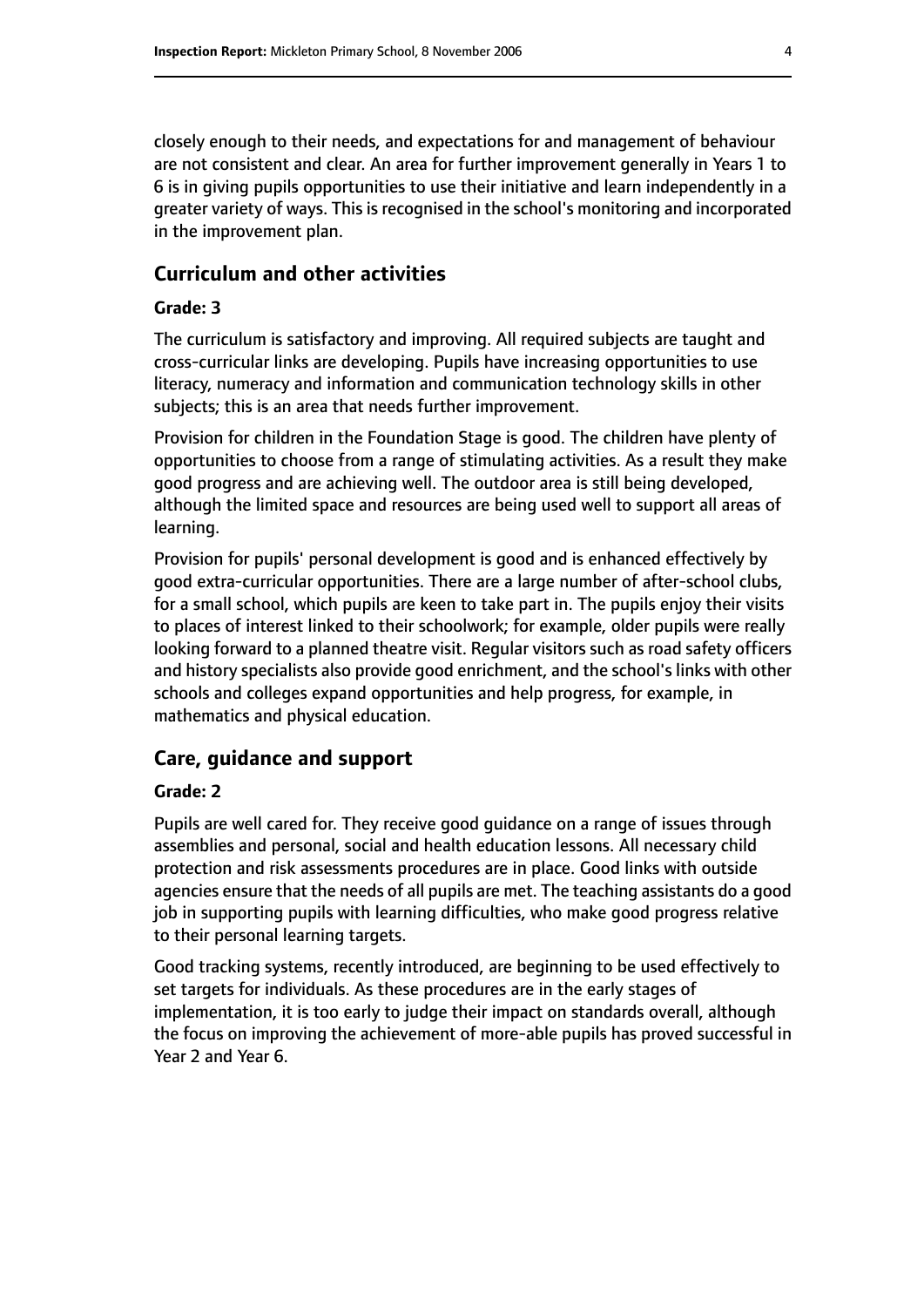closely enough to their needs, and expectations for and management of behaviour are not consistent and clear. An area for further improvement generally in Years 1 to 6 is in giving pupils opportunities to use their initiative and learn independently in a greater variety of ways. This is recognised in the school's monitoring and incorporated in the improvement plan.

## Curriculum and other activities

#### Grade: 3

The curriculum is satisfactory and improving. All required subjects are taught and cross-curricular links are developing. Pupils have increasing opportunities to use literacy, numeracy and information and communication technology skills in other subjects; this is an area that needs further improvement.

Provision for children in the Foundation Stage is good. The children have plenty of opportunities to choose from a range of stimulating activities. As a result they make good progress and are achieving well. The outdoor area is still being developed, although the limited space and resources are being used well to support all areas of learning.

Provision for pupils' personal development is good and is enhanced effectively by good extra-curricular opportunities. There are a large number of after-school clubs, for a small school, which pupils are keen to take part in. The pupils enjoy their visits to places of interest linked to their schoolwork; for example, older pupils were really looking forward to a planned theatre visit. Regular visitors such as road safety officers and history specialists also provide good enrichment, and the school's links with other schools and colleges expand opportunities and help progress, for example, in mathematics and physical education.

## Care, guidance and support

#### Grade: 2

Pupils are well cared for. They receive good guidance on a range of issues through assemblies and personal, social and health education lessons. All necessary child protection and risk assessments procedures are in place. Good links with outside agencies ensure that the needs of all pupils are met. The teaching assistants do a good job in supporting pupils with learning difficulties, who make good progress relative to their personal learning targets.

Good tracking systems, recently introduced, are beginning to be used effectively to set targets for individuals. As these procedures are in the early stages of implementation, it is too early to judge their impact on standards overall, although the focus on improving the achievement of more-able pupils has proved successful in Year 2 and Year 6.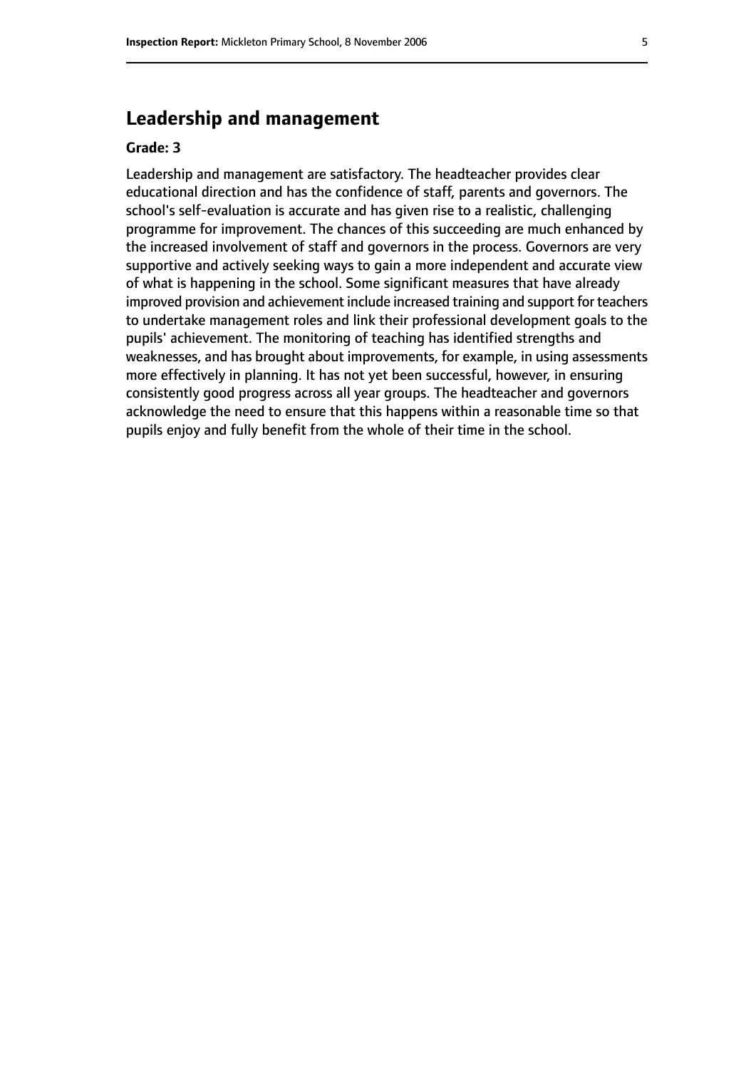## Leadership and management

**Grade: 3**

Leadership and management are satisfactory. The headteacher provides clear educational direction and has the confidence of staff, parents and governors. The school's self-evaluation is accurate and has given rise to a realistic, challenging programme for improvement. The chances of this succeeding are much enhanced by the increased involvement of staff and governors in the process. Governors are very supportive and actively seeking ways to gain a more independent and accurate view of what is happening in the school. Some significant measures that have already improved provision and achievement include increased training and support for teachers to undertake management roles and link their professional development goals to the pupils' achievement. The monitoring of teaching has identified strengths and weaknesses, and has brought about improvements, for example, in using assessments more effectively in planning. It has not yet been successful, however, in ensuring consistently good progress across all year groups. The headteacher and governors acknowledge the need to ensure that this happens within a reasonable time so that pupils enjoy and fully benefit from the whole of their time in the school.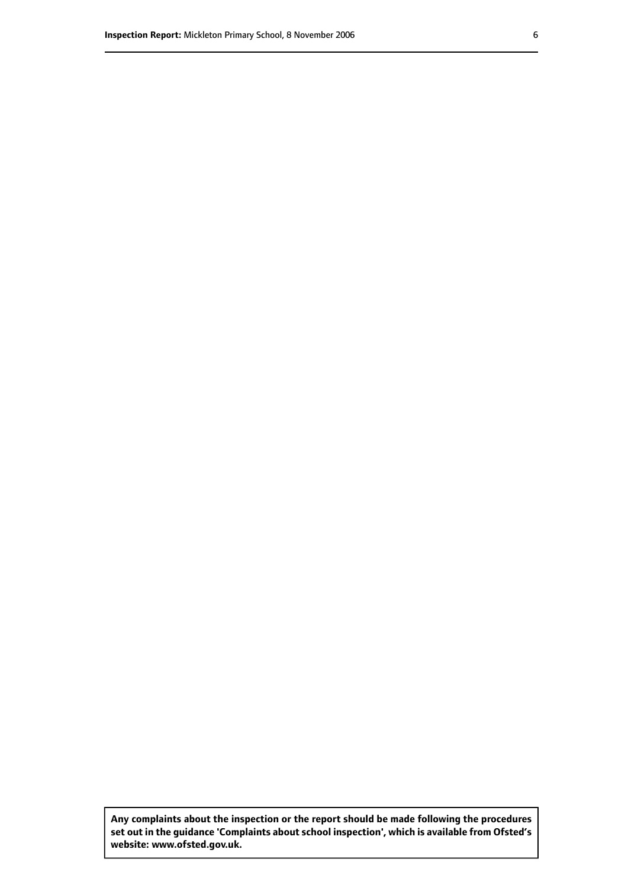**Any complaints about the inspection or the report should be made following the procedures set out in the guidance 'Complaints about school inspection', which is available from Ofsted's website: www.ofsted.gov.uk.**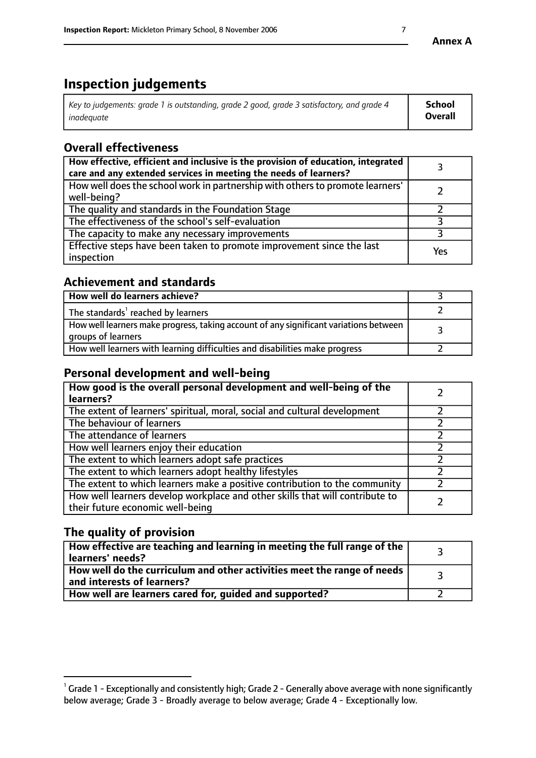# Inspection judgements

| *Key to judgements: grade 1 is outstanding, grade 2 good, grade 3 satisfactory, and grade 4 inadequate* | **School Overall** |
|---|---|

## Overall effectiveness

| | |
|---|---|
| **How effective, efficient and inclusive is the provision of education, integrated care and any extended services in meeting the needs of learners?** | 3 |
| How well does the school work in partnership with others to promote learners' well-being? | 2 |
| The quality and standards in the Foundation Stage | 2 |
| The effectiveness of the school's self-evaluation | 3 |
| The capacity to make any necessary improvements | 3 |
| Effective steps have been taken to promote improvement since the last inspection | Yes |

## Achievement and standards

| | |
|---|---|
| **How well do learners achieve?** | 3 |
| The standards[1] reached by learners | 2 |
| How well learners make progress, taking account of any significant variations between groups of learners | 3 |
| How well learners with learning difficulties and disabilities make progress | 2 |

## Personal development and well-being

| | |
|---|---|
| **How good is the overall personal development and well-being of the learners?** | 2 |
| The extent of learners' spiritual, moral, social and cultural development | 2 |
| The behaviour of learners | 2 |
| The attendance of learners | 2 |
| How well learners enjoy their education | 2 |
| The extent to which learners adopt safe practices | 2 |
| The extent to which learners adopt healthy lifestyles | 2 |
| The extent to which learners make a positive contribution to the community | 2 |
| How well learners develop workplace and other skills that will contribute to their future economic well-being | 2 |

## The quality of provision

| | |
|---|---|
| **How effective are teaching and learning in meeting the full range of the learners' needs?** | 3 |
| **How well do the curriculum and other activities meet the range of needs and interests of learners?** | 3 |
| **How well are learners cared for, guided and supported?** | 2 |

[1] Grade 1 - Exceptionally and consistently high; Grade 2 - Generally above average with none significantly below average; Grade 3 - Broadly average to below average; Grade 4 - Exceptionally low.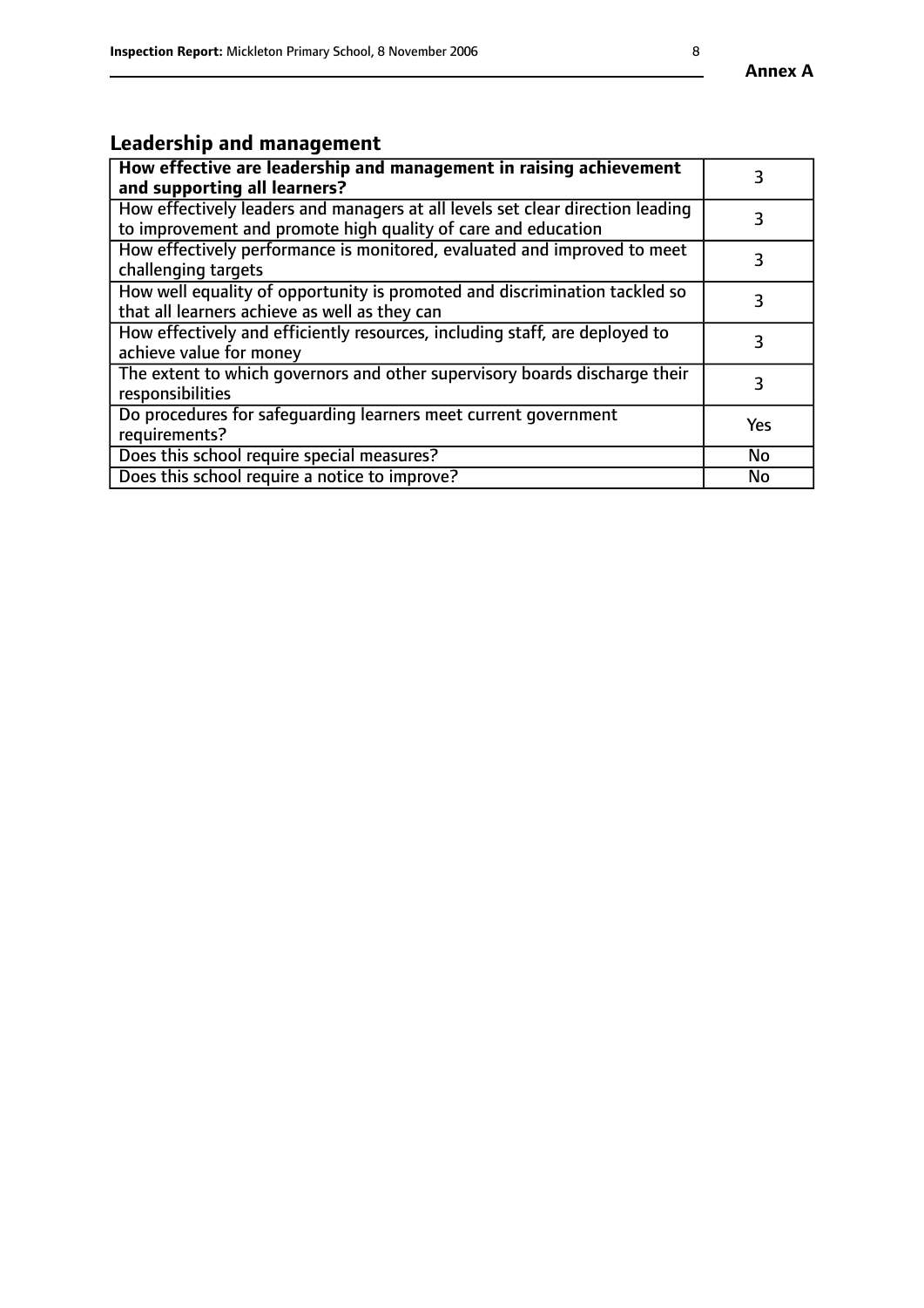## Leadership and management

| **How effective are leadership and management in raising achievement and supporting all learners?** | 3 |
| --- | --- |
| How effectively leaders and managers at all levels set clear direction leading to improvement and promote high quality of care and education | 3 |
| How effectively performance is monitored, evaluated and improved to meet challenging targets | 3 |
| How well equality of opportunity is promoted and discrimination tackled so that all learners achieve as well as they can | 3 |
| How effectively and efficiently resources, including staff, are deployed to achieve value for money | 3 |
| The extent to which governors and other supervisory boards discharge their responsibilities | 3 |
| Do procedures for safeguarding learners meet current government requirements? | Yes |
| Does this school require special measures? | No |
| Does this school require a notice to improve? | No |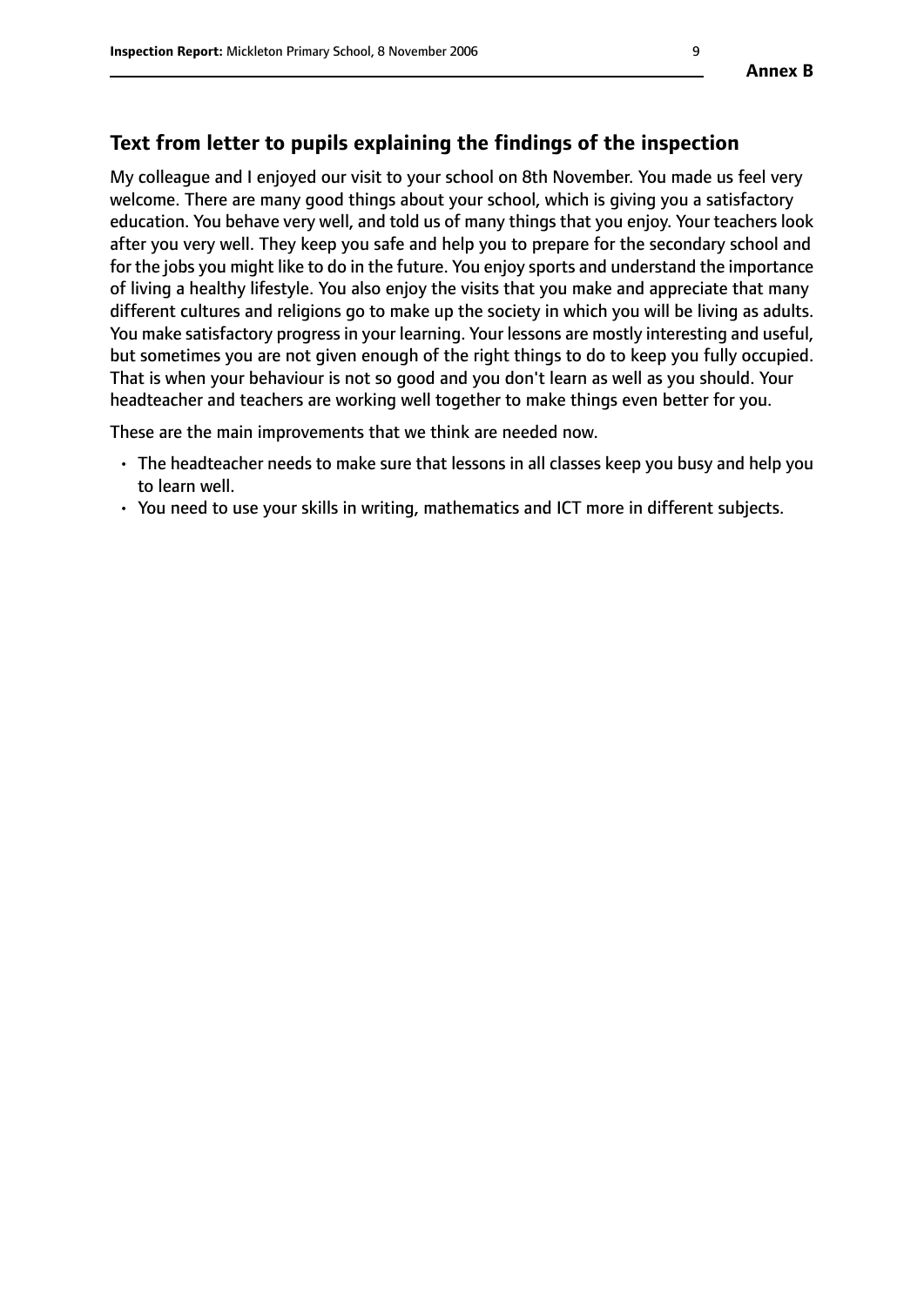## Text from letter to pupils explaining the findings of the inspection

My colleague and I enjoyed our visit to your school on 8th November. You made us feel very welcome. There are many good things about your school, which is giving you a satisfactory education. You behave very well, and told us of many things that you enjoy. Your teachers look after you very well. They keep you safe and help you to prepare for the secondary school and for the jobs you might like to do in the future. You enjoy sports and understand the importance of living a healthy lifestyle. You also enjoy the visits that you make and appreciate that many different cultures and religions go to make up the society in which you will be living as adults. You make satisfactory progress in your learning. Your lessons are mostly interesting and useful, but sometimes you are not given enough of the right things to do to keep you fully occupied. That is when your behaviour is not so good and you don't learn as well as you should. Your headteacher and teachers are working well together to make things even better for you.

These are the main improvements that we think are needed now.

- The headteacher needs to make sure that lessons in all classes keep you busy and help you to learn well.
- You need to use your skills in writing, mathematics and ICT more in different subjects.